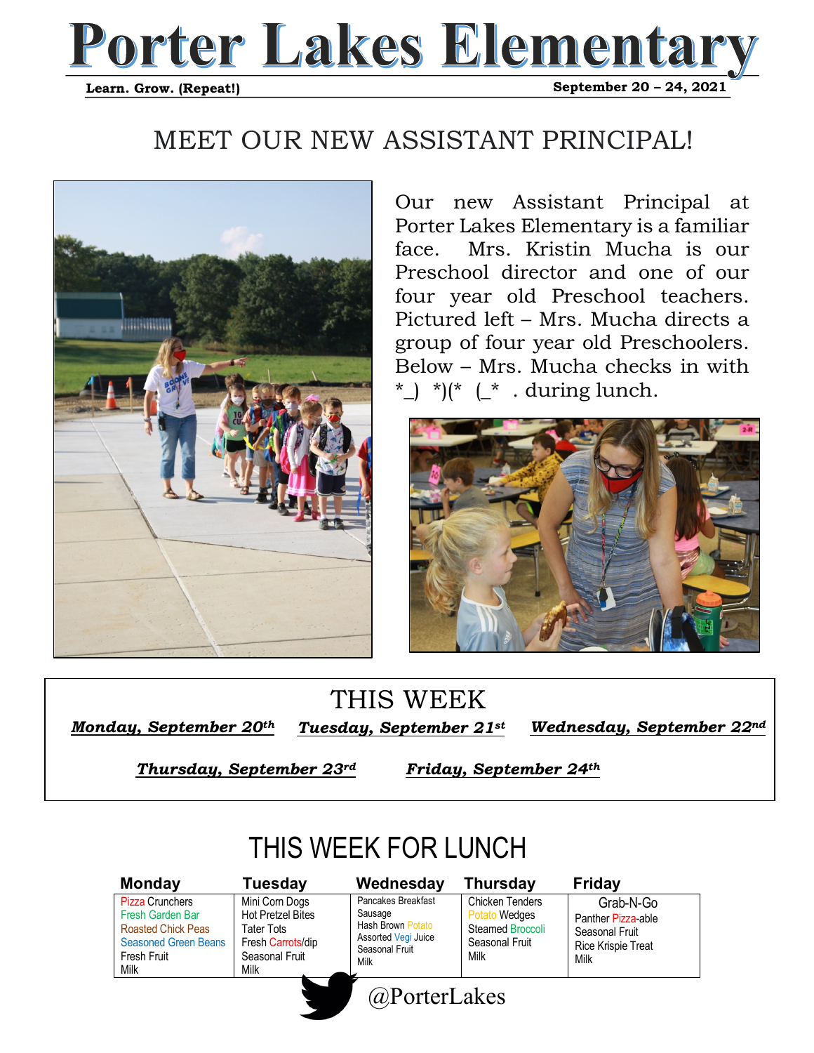# Porter Lakes Elementary

**Learn. Grow. (Repeat!)** **September 20 – 24, 2021**

## MEET OUR NEW ASSISTANT PRINCIPAL!

Our new Assistant Principal at Porter Lakes Elementary is a familiar face. Mrs. Kristin Mucha is our Preschool director and one of our four year old Preschool teachers. Pictured left – Mrs. Mucha directs a group of four year old Preschoolers. Below – Mrs. Mucha checks in with *_) *)(* (_* . during lunch.

## THIS WEEK

***Monday, September 20th***

***Tuesday, September 21st***

***Wednesday, September 22nd***

***Thursday, September 23rd***

***Friday, September 24th***

## THIS WEEK FOR LUNCH

| Monday | Tuesday | Wednesday | Thursday | Friday |
|---|---|---|---|---|
| Pizza Crunchers<br>Fresh Garden Bar<br>Roasted Chick Peas<br>Seasoned Green Beans<br>Fresh Fruit<br>Milk | Mini Corn Dogs<br>Hot Pretzel Bites<br>Tater Tots<br>Fresh Carrots/dip<br>Seasonal Fruit<br>Milk | Pancakes Breakfast Sausage<br>Hash Brown Potato<br>Assorted Vegi Juice<br>Seasonal Fruit<br>Milk | Chicken Tenders<br>Potato Wedges<br>Steamed Broccoli<br>Seasonal Fruit<br>Milk | Grab-N-Go<br>Panther Pizza-able<br>Seasonal Fruit<br>Rice Krispie Treat<br>Milk |

@PorterLakes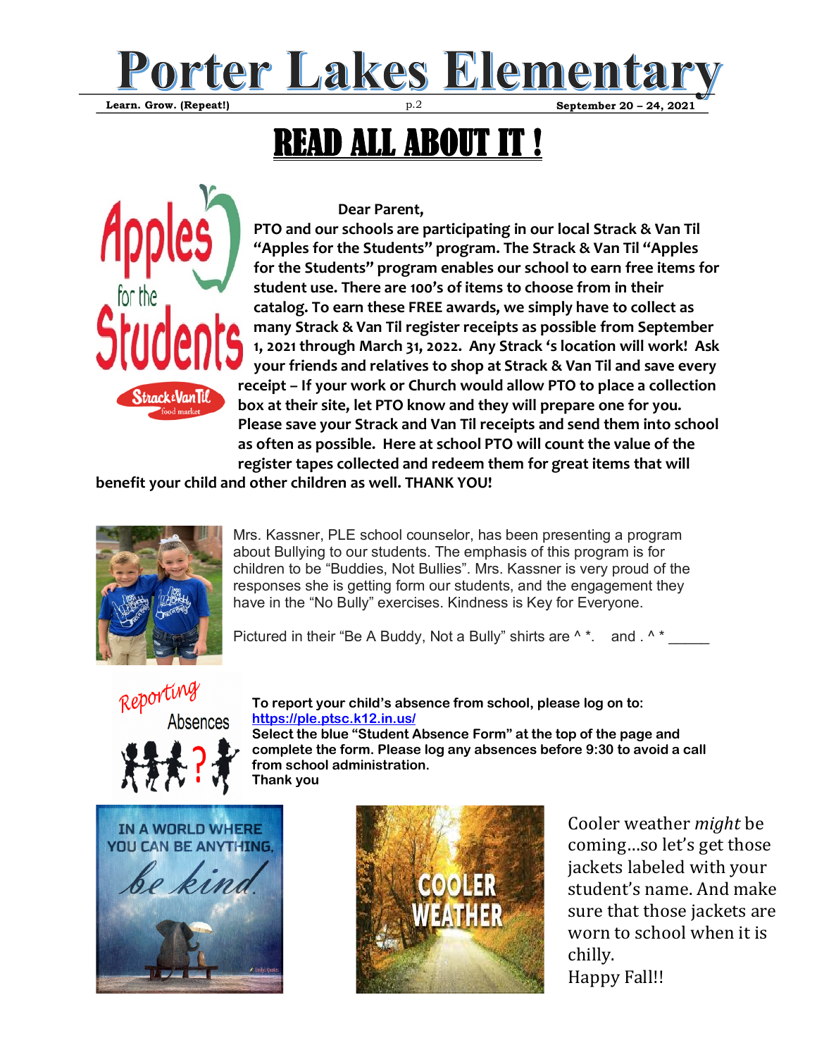# Porter Lakes Elementary

**Learn. Grow. (Repeat!)** p.2 **September 20 – 24, 2021**

# READ ALL ABOUT IT !

**Dear Parent,**

**PTO and our schools are participating in our local Strack & Van Til "Apples for the Students" program. The Strack & Van Til "Apples for the Students" program enables our school to earn free items for student use. There are 100's of items to choose from in their catalog. To earn these FREE awards, we simply have to collect as many Strack & Van Til register receipts as possible from September 1, 2021 through March 31, 2022. Any Strack 's location will work! Ask your friends and relatives to shop at Strack & Van Til and save every receipt – If your work or Church would allow PTO to place a collection box at their site, let PTO know and they will prepare one for you. Please save your Strack and Van Til receipts and send them into school as often as possible. Here at school PTO will count the value of the register tapes collected and redeem them for great items that will benefit your child and other children as well. THANK YOU!**

Mrs. Kassner, PLE school counselor, has been presenting a program about Bullying to our students. The emphasis of this program is for children to be "Buddies, Not Bullies". Mrs. Kassner is very proud of the responses she is getting form our students, and the engagement they have in the "No Bully" exercises. Kindness is Key for Everyone.

Pictured in their "Be A Buddy, Not a Bully" shirts are ^ *. and . ^ * _____

**To report your child's absence from school, please log on to: https://ple.ptsc.k12.in.us/**
**Select the blue "Student Absence Form" at the top of the page and complete the form. Please log any absences before 9:30 to avoid a call from school administration.**
**Thank you**

Cooler weather *might* be coming…so let's get those jackets labeled with your student's name. And make sure that those jackets are worn to school when it is chilly.
Happy Fall!!